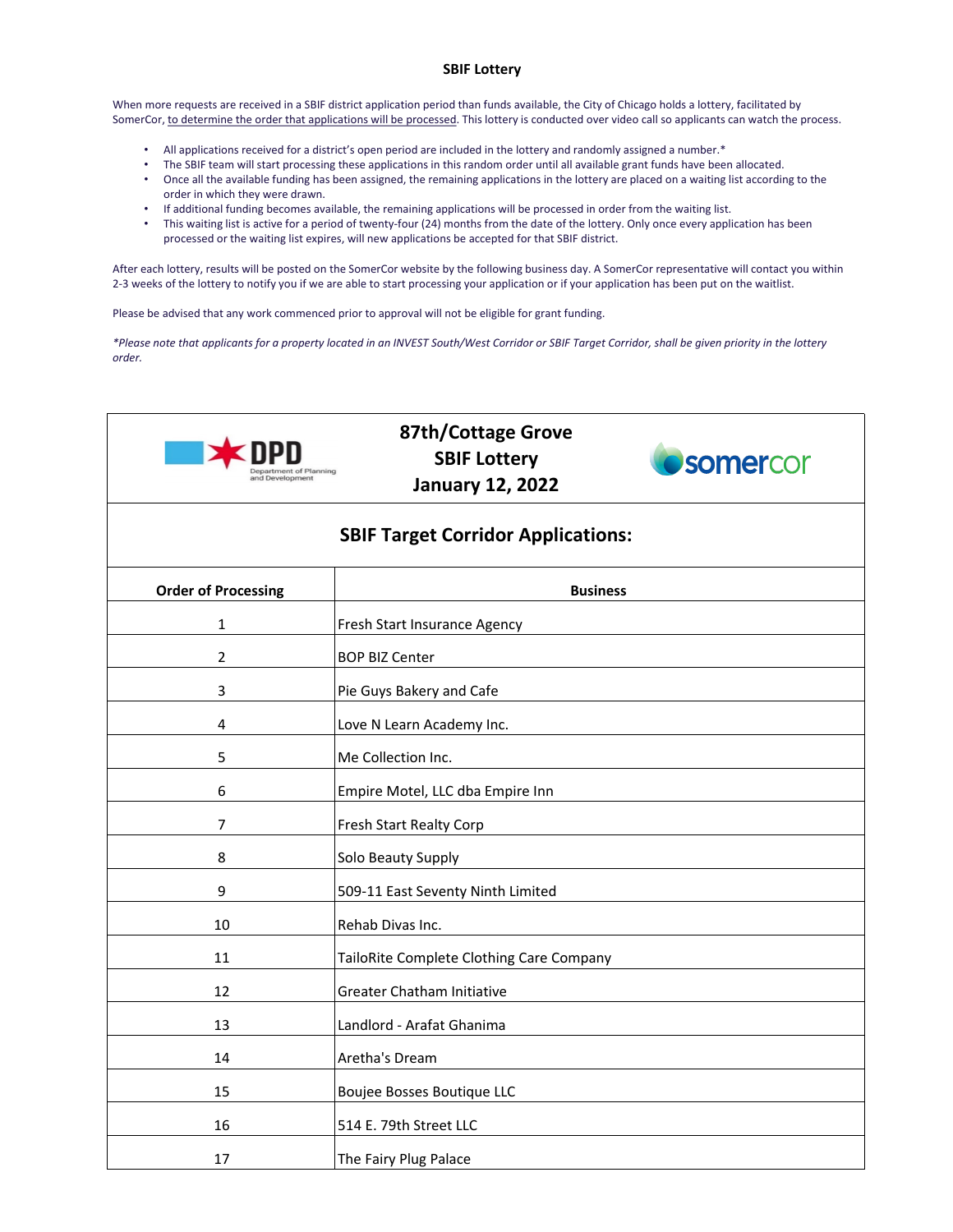## SBIF Lottery

When more requests are received in a SBIF district application period than funds available, the City of Chicago holds a lottery, facilitated by SomerCor, to determine the order that applications will be processed. This lottery is conducted over video call so applicants can watch the process.

- All applications received for a district's open period are included in the lottery and randomly assigned a number.*
- The SBIF team will start processing these applications in this random order until all available grant funds have been allocated.
- Once all the available funding has been assigned, the remaining applications in the lottery are placed on a waiting list according to the order in which they were drawn.
- If additional funding becomes available, the remaining applications will be processed in order from the waiting list.
- This waiting list is active for a period of twenty-four (24) months from the date of the lottery. Only once every application has been processed or the waiting list expires, will new applications be accepted for that SBIF district.

After each lottery, results will be posted on the SomerCor website by the following business day. A SomerCor representative will contact you within 2-3 weeks of the lottery to notify you if we are able to start processing your application or if your application has been put on the waitlist.

Please be advised that any work commenced prior to approval will not be eligible for grant funding.

*\*Please note that applicants for a property located in an INVEST South/West Corridor or SBIF Target Corridor, shall be given priority in the lottery order.*

## 87th/Cottage Grove SBIF Lottery January 12, 2022

### SBIF Target Corridor Applications:

| Order of Processing | Business |
|---|---|
| 1 | Fresh Start Insurance Agency |
| 2 | BOP BIZ Center |
| 3 | Pie Guys Bakery and Cafe |
| 4 | Love N Learn Academy Inc. |
| 5 | Me Collection Inc. |
| 6 | Empire Motel, LLC dba Empire Inn |
| 7 | Fresh Start Realty Corp |
| 8 | Solo Beauty Supply |
| 9 | 509-11 East Seventy Ninth Limited |
| 10 | Rehab Divas Inc. |
| 11 | TailoRite Complete Clothing Care Company |
| 12 | Greater Chatham Initiative |
| 13 | Landlord - Arafat Ghanima |
| 14 | Aretha's Dream |
| 15 | Boujee Bosses Boutique LLC |
| 16 | 514 E. 79th Street LLC |
| 17 | The Fairy Plug Palace |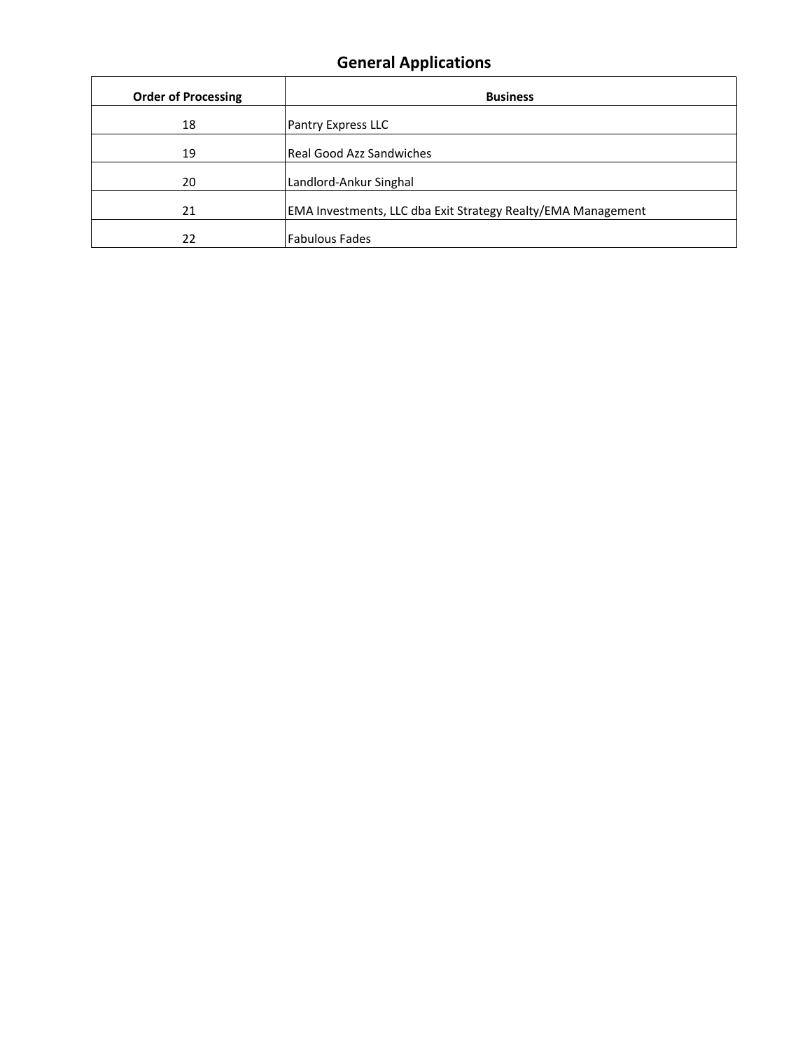## General Applications

| Order of Processing | Business |
| --- | --- |
| 18 | Pantry Express LLC |
| 19 | Real Good Azz Sandwiches |
| 20 | Landlord-Ankur Singhal |
| 21 | EMA Investments, LLC dba Exit Strategy Realty/EMA Management |
| 22 | Fabulous Fades |